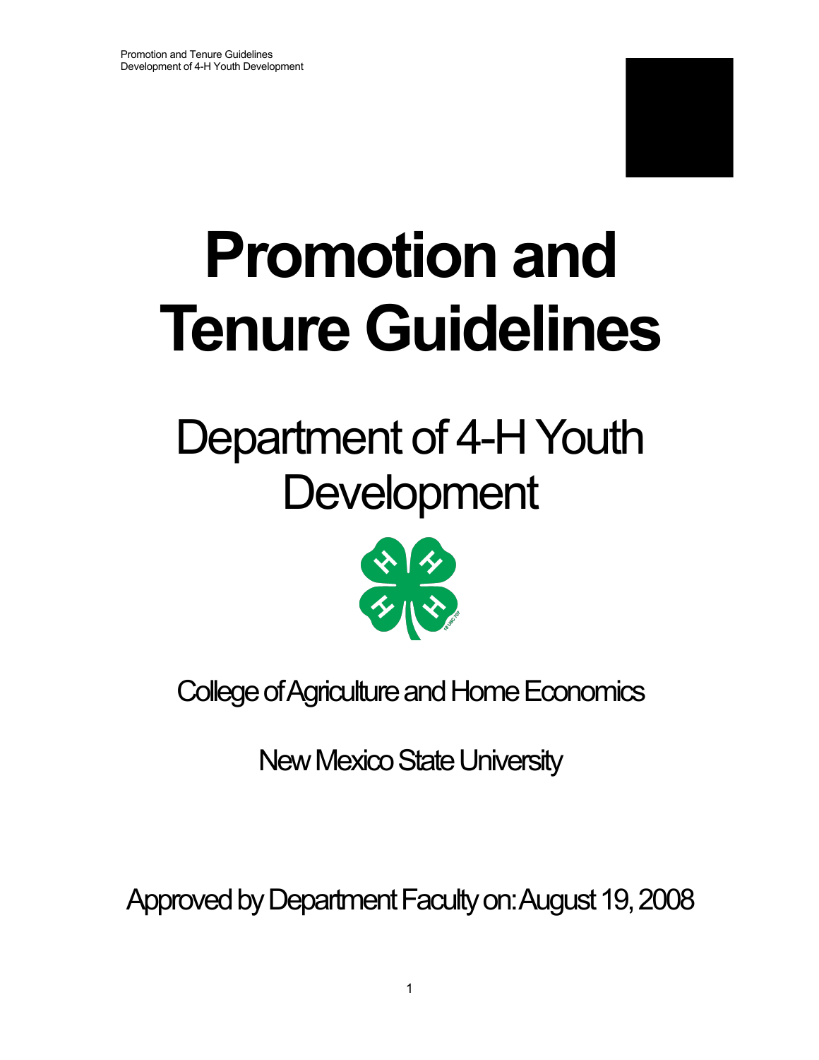# Promotion and Tenure Guidelines

## Department of 4-H Youth Development

College of Agriculture and Home Economics

New Mexico State University

Approved by Department Faculty on: August 19, 2008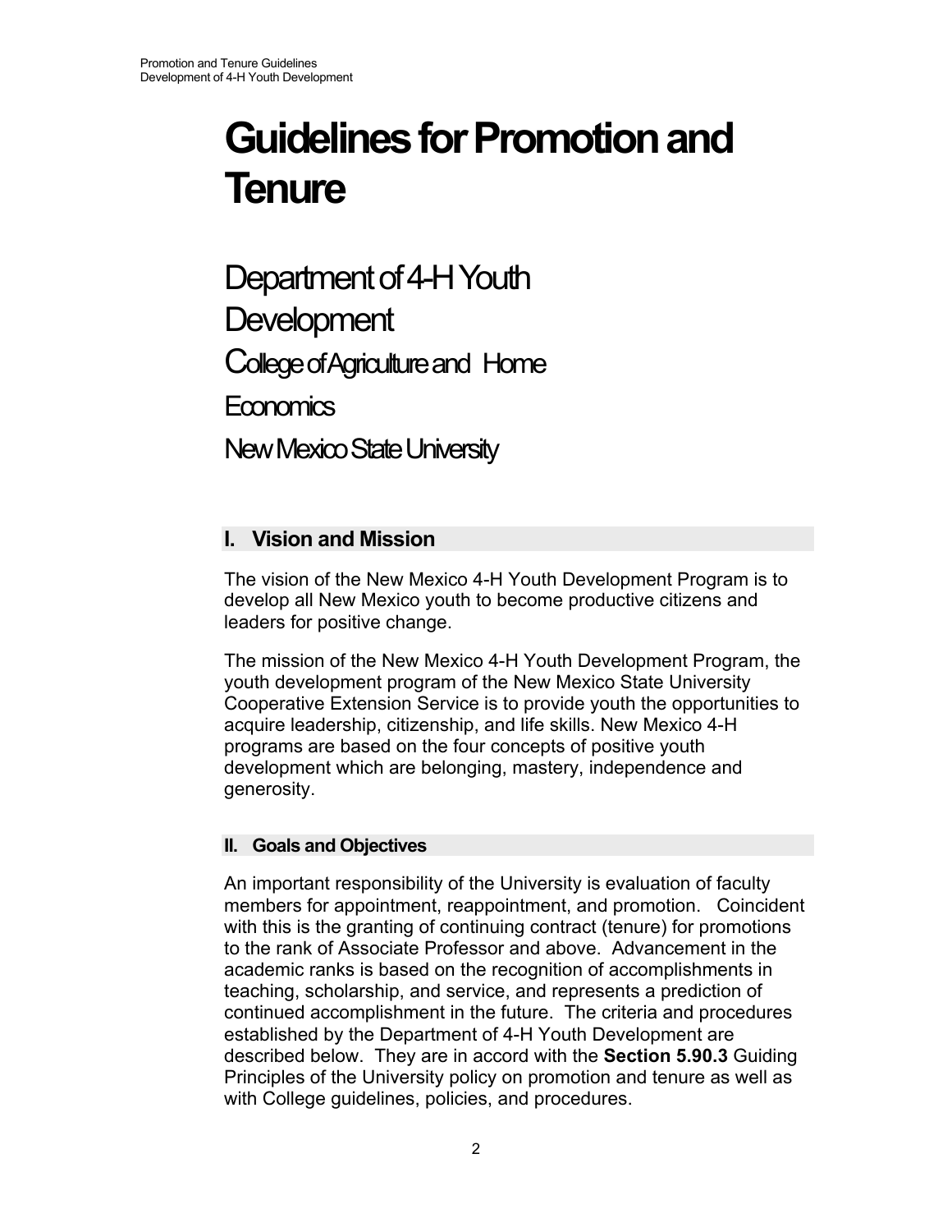# Guidelines for Promotion and Tenure

## Department of 4-H Youth Development

## College of Agriculture and Home Economics

## New Mexico State University

## I. Vision and Mission

The vision of the New Mexico 4-H Youth Development Program is to develop all New Mexico youth to become productive citizens and leaders for positive change.

The mission of the New Mexico 4-H Youth Development Program, the youth development program of the New Mexico State University Cooperative Extension Service is to provide youth the opportunities to acquire leadership, citizenship, and life skills. New Mexico 4-H programs are based on the four concepts of positive youth development which are belonging, mastery, independence and generosity.

## II. Goals and Objectives

An important responsibility of the University is evaluation of faculty members for appointment, reappointment, and promotion. Coincident with this is the granting of continuing contract (tenure) for promotions to the rank of Associate Professor and above. Advancement in the academic ranks is based on the recognition of accomplishments in teaching, scholarship, and service, and represents a prediction of continued accomplishment in the future. The criteria and procedures established by the Department of 4-H Youth Development are described below. They are in accord with the **Section 5.90.3** Guiding Principles of the University policy on promotion and tenure as well as with College guidelines, policies, and procedures.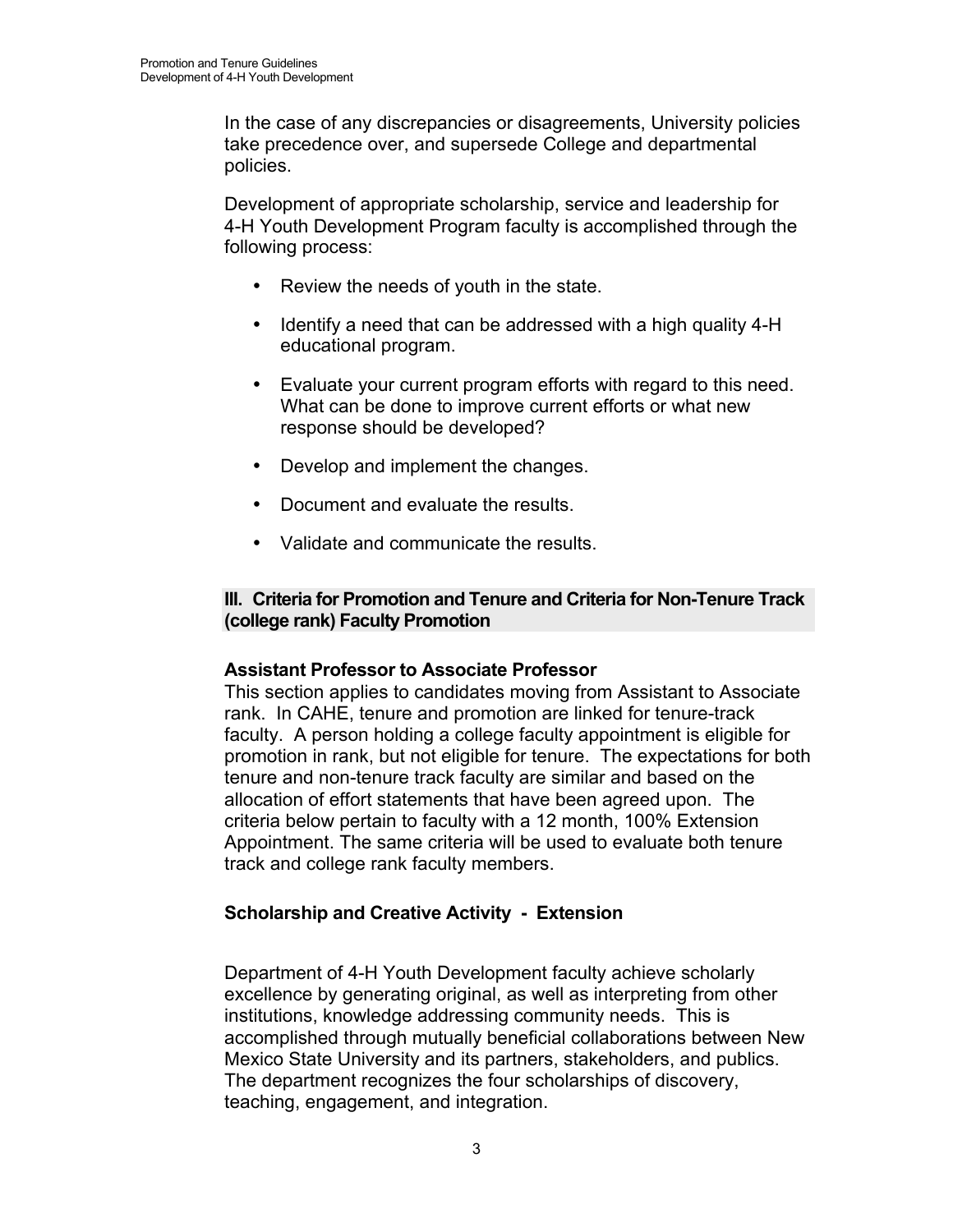In the case of any discrepancies or disagreements, University policies take precedence over, and supersede College and departmental policies.

Development of appropriate scholarship, service and leadership for 4-H Youth Development Program faculty is accomplished through the following process:

- Review the needs of youth in the state.
- Identify a need that can be addressed with a high quality 4-H educational program.
- Evaluate your current program efforts with regard to this need. What can be done to improve current efforts or what new response should be developed?
- Develop and implement the changes.
- Document and evaluate the results.
- Validate and communicate the results.

## III. Criteria for Promotion and Tenure and Criteria for Non-Tenure Track (college rank) Faculty Promotion

### Assistant Professor to Associate Professor

This section applies to candidates moving from Assistant to Associate rank. In CAHE, tenure and promotion are linked for tenure-track faculty. A person holding a college faculty appointment is eligible for promotion in rank, but not eligible for tenure. The expectations for both tenure and non-tenure track faculty are similar and based on the allocation of effort statements that have been agreed upon. The criteria below pertain to faculty with a 12 month, 100% Extension Appointment. The same criteria will be used to evaluate both tenure track and college rank faculty members.

### Scholarship and Creative Activity - Extension

Department of 4-H Youth Development faculty achieve scholarly excellence by generating original, as well as interpreting from other institutions, knowledge addressing community needs. This is accomplished through mutually beneficial collaborations between New Mexico State University and its partners, stakeholders, and publics. The department recognizes the four scholarships of discovery, teaching, engagement, and integration.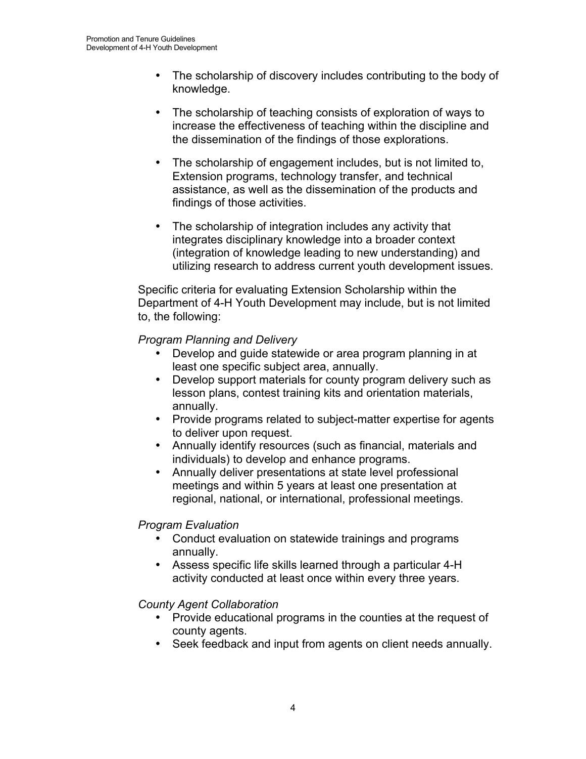- The scholarship of discovery includes contributing to the body of knowledge.

- The scholarship of teaching consists of exploration of ways to increase the effectiveness of teaching within the discipline and the dissemination of the findings of those explorations.

- The scholarship of engagement includes, but is not limited to, Extension programs, technology transfer, and technical assistance, as well as the dissemination of the products and findings of those activities.

- The scholarship of integration includes any activity that integrates disciplinary knowledge into a broader context (integration of knowledge leading to new understanding) and utilizing research to address current youth development issues.

Specific criteria for evaluating Extension Scholarship within the Department of 4-H Youth Development may include, but is not limited to, the following:

*Program Planning and Delivery*

- Develop and guide statewide or area program planning in at least one specific subject area, annually.
- Develop support materials for county program delivery such as lesson plans, contest training kits and orientation materials, annually.
- Provide programs related to subject-matter expertise for agents to deliver upon request.
- Annually identify resources (such as financial, materials and individuals) to develop and enhance programs.
- Annually deliver presentations at state level professional meetings and within 5 years at least one presentation at regional, national, or international, professional meetings.

*Program Evaluation*

- Conduct evaluation on statewide trainings and programs annually.
- Assess specific life skills learned through a particular 4-H activity conducted at least once within every three years.

*County Agent Collaboration*

- Provide educational programs in the counties at the request of county agents.
- Seek feedback and input from agents on client needs annually.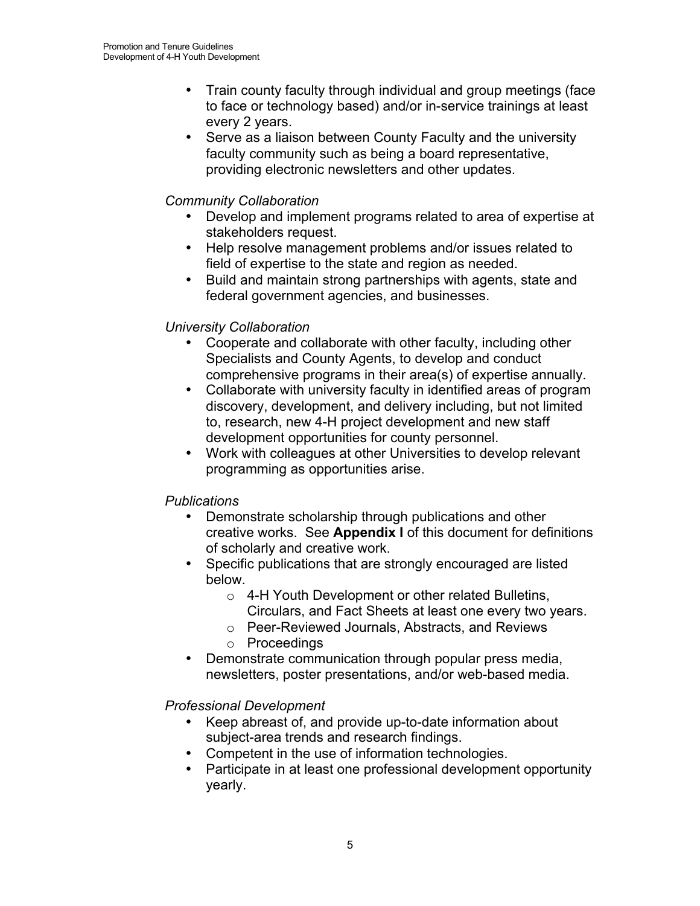- Train county faculty through individual and group meetings (face to face or technology based) and/or in-service trainings at least every 2 years.
- Serve as a liaison between County Faculty and the university faculty community such as being a board representative, providing electronic newsletters and other updates.

*Community Collaboration*

- Develop and implement programs related to area of expertise at stakeholders request.
- Help resolve management problems and/or issues related to field of expertise to the state and region as needed.
- Build and maintain strong partnerships with agents, state and federal government agencies, and businesses.

*University Collaboration*

- Cooperate and collaborate with other faculty, including other Specialists and County Agents, to develop and conduct comprehensive programs in their area(s) of expertise annually.
- Collaborate with university faculty in identified areas of program discovery, development, and delivery including, but not limited to, research, new 4-H project development and new staff development opportunities for county personnel.
- Work with colleagues at other Universities to develop relevant programming as opportunities arise.

*Publications*

- Demonstrate scholarship through publications and other creative works. See **Appendix I** of this document for definitions of scholarly and creative work.
- Specific publications that are strongly encouraged are listed below.
    - 4-H Youth Development or other related Bulletins, Circulars, and Fact Sheets at least one every two years.
    - Peer-Reviewed Journals, Abstracts, and Reviews
    - Proceedings
- Demonstrate communication through popular press media, newsletters, poster presentations, and/or web-based media.

*Professional Development*

- Keep abreast of, and provide up-to-date information about subject-area trends and research findings.
- Competent in the use of information technologies.
- Participate in at least one professional development opportunity yearly.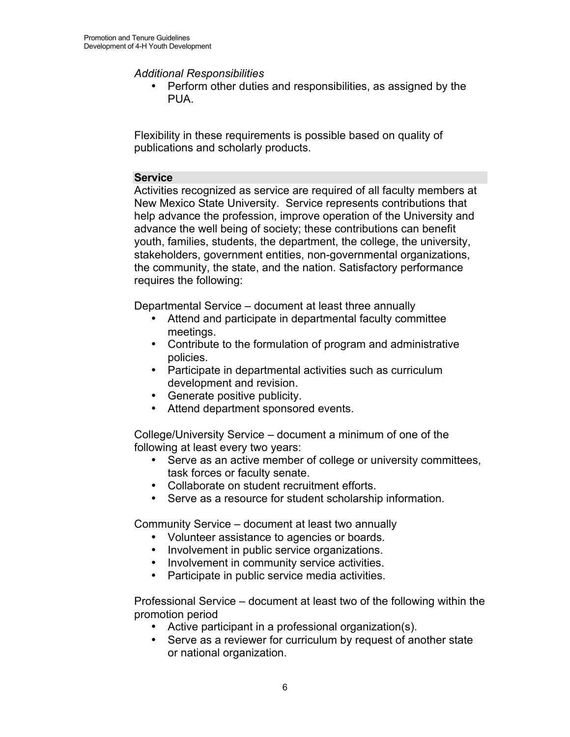*Additional Responsibilities*

- Perform other duties and responsibilities, as assigned by the PUA.

Flexibility in these requirements is possible based on quality of publications and scholarly products.

## Service

Activities recognized as service are required of all faculty members at New Mexico State University. Service represents contributions that help advance the profession, improve operation of the University and advance the well being of society; these contributions can benefit youth, families, students, the department, the college, the university, stakeholders, government entities, non-governmental organizations, the community, the state, and the nation. Satisfactory performance requires the following:

Departmental Service – document at least three annually

- Attend and participate in departmental faculty committee meetings.
- Contribute to the formulation of program and administrative policies.
- Participate in departmental activities such as curriculum development and revision.
- Generate positive publicity.
- Attend department sponsored events.

College/University Service – document a minimum of one of the following at least every two years:

- Serve as an active member of college or university committees, task forces or faculty senate.
- Collaborate on student recruitment efforts.
- Serve as a resource for student scholarship information.

Community Service – document at least two annually

- Volunteer assistance to agencies or boards.
- Involvement in public service organizations.
- Involvement in community service activities.
- Participate in public service media activities.

Professional Service – document at least two of the following within the promotion period

- Active participant in a professional organization(s).
- Serve as a reviewer for curriculum by request of another state or national organization.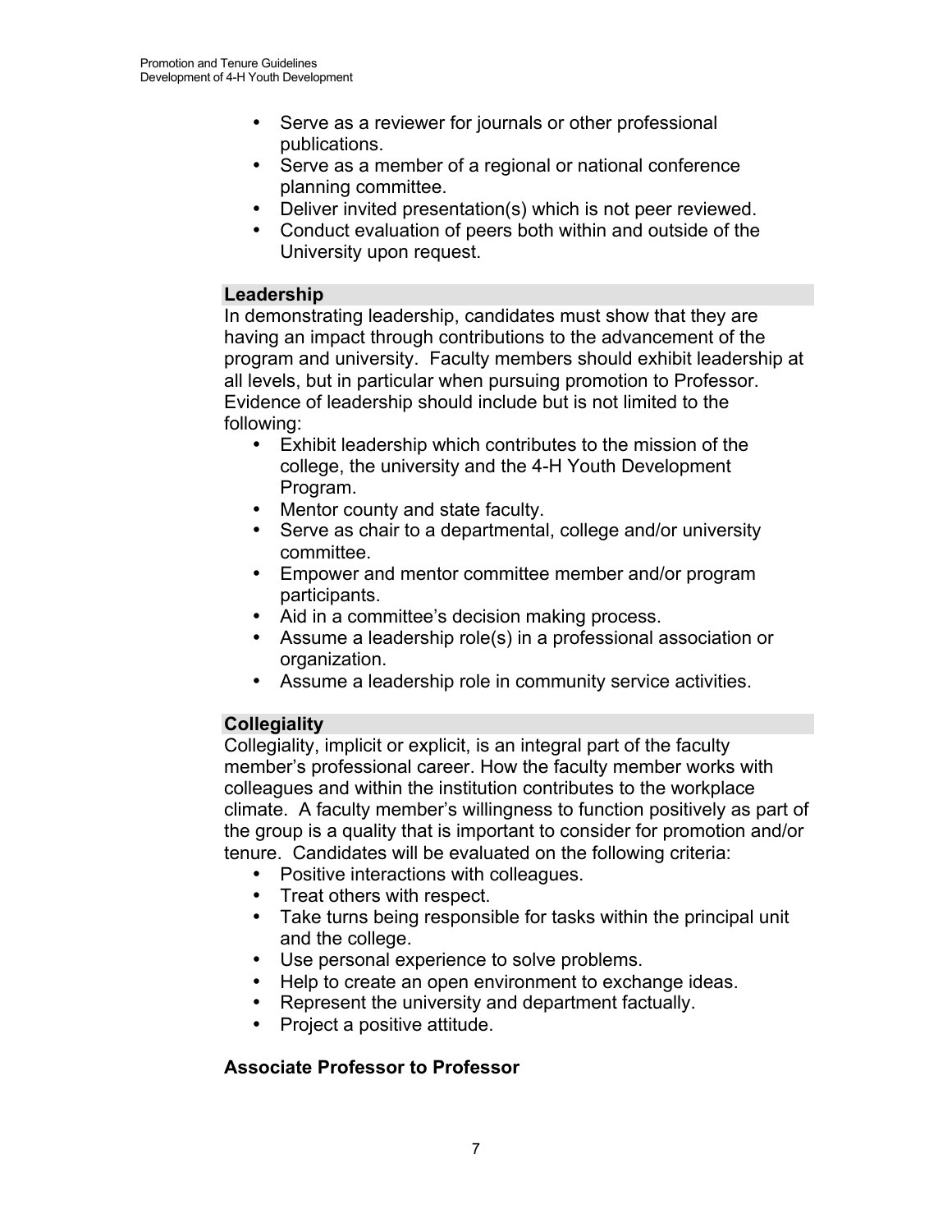- Serve as a reviewer for journals or other professional publications.
- Serve as a member of a regional or national conference planning committee.
- Deliver invited presentation(s) which is not peer reviewed.
- Conduct evaluation of peers both within and outside of the University upon request.

### Leadership

In demonstrating leadership, candidates must show that they are having an impact through contributions to the advancement of the program and university. Faculty members should exhibit leadership at all levels, but in particular when pursuing promotion to Professor. Evidence of leadership should include but is not limited to the following:

- Exhibit leadership which contributes to the mission of the college, the university and the 4-H Youth Development Program.
- Mentor county and state faculty.
- Serve as chair to a departmental, college and/or university committee.
- Empower and mentor committee member and/or program participants.
- Aid in a committee's decision making process.
- Assume a leadership role(s) in a professional association or organization.
- Assume a leadership role in community service activities.

### Collegiality

Collegiality, implicit or explicit, is an integral part of the faculty member's professional career. How the faculty member works with colleagues and within the institution contributes to the workplace climate. A faculty member's willingness to function positively as part of the group is a quality that is important to consider for promotion and/or tenure. Candidates will be evaluated on the following criteria:

- Positive interactions with colleagues.
- Treat others with respect.
- Take turns being responsible for tasks within the principal unit and the college.
- Use personal experience to solve problems.
- Help to create an open environment to exchange ideas.
- Represent the university and department factually.
- Project a positive attitude.

## Associate Professor to Professor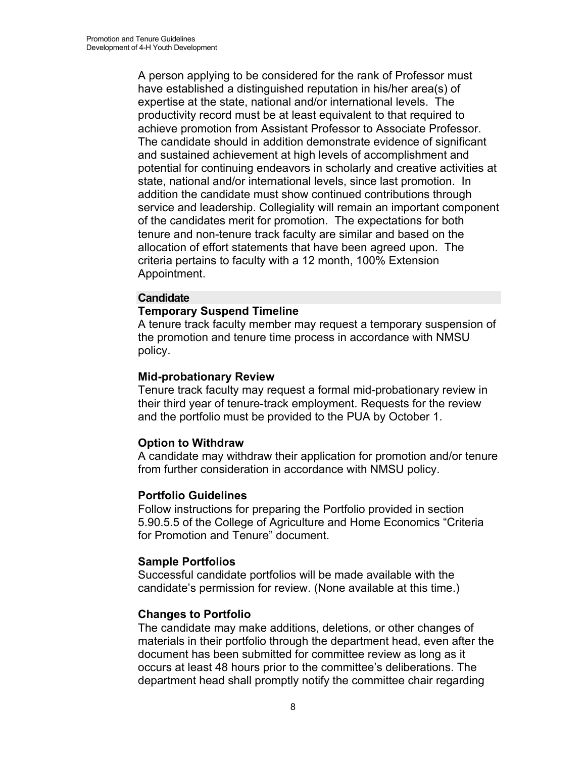A person applying to be considered for the rank of Professor must have established a distinguished reputation in his/her area(s) of expertise at the state, national and/or international levels. The productivity record must be at least equivalent to that required to achieve promotion from Assistant Professor to Associate Professor. The candidate should in addition demonstrate evidence of significant and sustained achievement at high levels of accomplishment and potential for continuing endeavors in scholarly and creative activities at state, national and/or international levels, since last promotion. In addition the candidate must show continued contributions through service and leadership. Collegiality will remain an important component of the candidates merit for promotion. The expectations for both tenure and non-tenure track faculty are similar and based on the allocation of effort statements that have been agreed upon. The criteria pertains to faculty with a 12 month, 100% Extension Appointment.

## Candidate

### Temporary Suspend Timeline

A tenure track faculty member may request a temporary suspension of the promotion and tenure time process in accordance with NMSU policy.

### Mid-probationary Review

Tenure track faculty may request a formal mid-probationary review in their third year of tenure-track employment. Requests for the review and the portfolio must be provided to the PUA by October 1.

### Option to Withdraw

A candidate may withdraw their application for promotion and/or tenure from further consideration in accordance with NMSU policy.

### Portfolio Guidelines

Follow instructions for preparing the Portfolio provided in section 5.90.5.5 of the College of Agriculture and Home Economics "Criteria for Promotion and Tenure" document.

### Sample Portfolios

Successful candidate portfolios will be made available with the candidate's permission for review. (None available at this time.)

### Changes to Portfolio

The candidate may make additions, deletions, or other changes of materials in their portfolio through the department head, even after the document has been submitted for committee review as long as it occurs at least 48 hours prior to the committee's deliberations. The department head shall promptly notify the committee chair regarding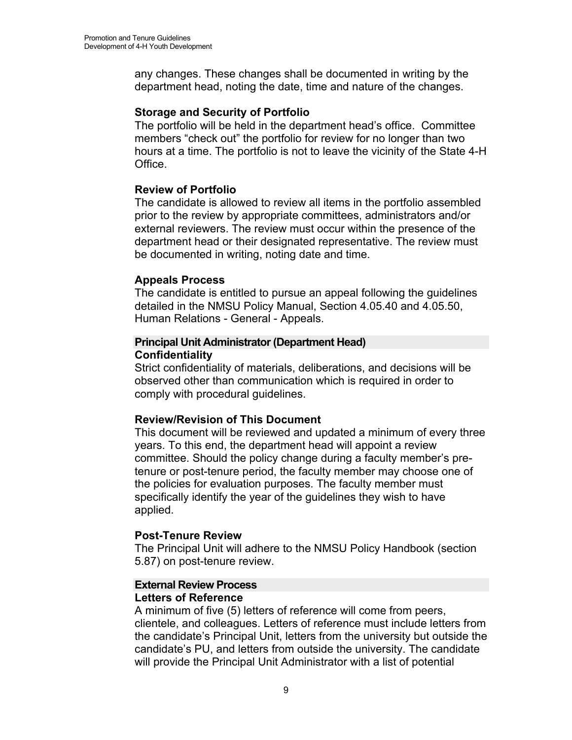any changes. These changes shall be documented in writing by the department head, noting the date, time and nature of the changes.

**Storage and Security of Portfolio**

The portfolio will be held in the department head's office. Committee members "check out" the portfolio for review for no longer than two hours at a time. The portfolio is not to leave the vicinity of the State 4-H Office.

**Review of Portfolio**

The candidate is allowed to review all items in the portfolio assembled prior to the review by appropriate committees, administrators and/or external reviewers. The review must occur within the presence of the department head or their designated representative. The review must be documented in writing, noting date and time.

**Appeals Process**

The candidate is entitled to pursue an appeal following the guidelines detailed in the NMSU Policy Manual, Section 4.05.40 and 4.05.50, Human Relations - General - Appeals.

## Principal Unit Administrator (Department Head)

**Confidentiality**

Strict confidentiality of materials, deliberations, and decisions will be observed other than communication which is required in order to comply with procedural guidelines.

**Review/Revision of This Document**

This document will be reviewed and updated a minimum of every three years. To this end, the department head will appoint a review committee. Should the policy change during a faculty member's pre-tenure or post-tenure period, the faculty member may choose one of the policies for evaluation purposes. The faculty member must specifically identify the year of the guidelines they wish to have applied.

**Post-Tenure Review**

The Principal Unit will adhere to the NMSU Policy Handbook (section 5.87) on post-tenure review.

## External Review Process

**Letters of Reference**

A minimum of five (5) letters of reference will come from peers, clientele, and colleagues. Letters of reference must include letters from the candidate's Principal Unit, letters from the university but outside the candidate's PU, and letters from outside the university. The candidate will provide the Principal Unit Administrator with a list of potential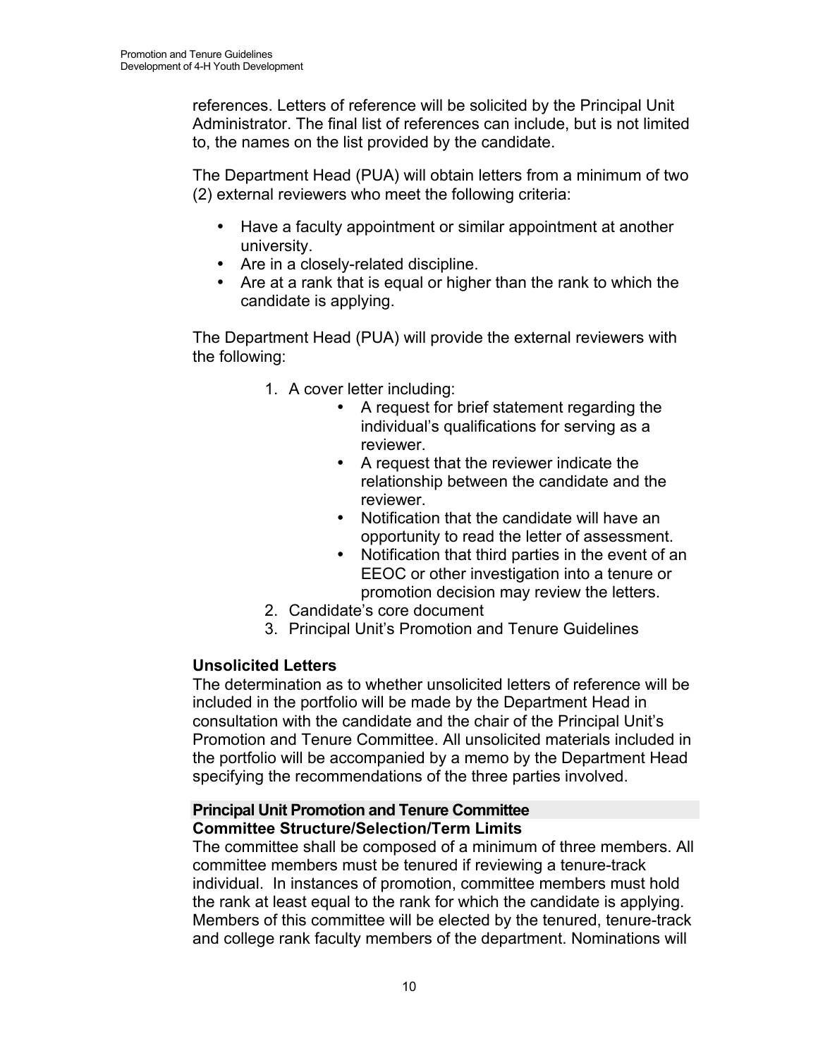references. Letters of reference will be solicited by the Principal Unit Administrator. The final list of references can include, but is not limited to, the names on the list provided by the candidate.

The Department Head (PUA) will obtain letters from a minimum of two (2) external reviewers who meet the following criteria:

- Have a faculty appointment or similar appointment at another university.
- Are in a closely-related discipline.
- Are at a rank that is equal or higher than the rank to which the candidate is applying.

The Department Head (PUA) will provide the external reviewers with the following:

1. A cover letter including:
    - A request for brief statement regarding the individual's qualifications for serving as a reviewer.
    - A request that the reviewer indicate the relationship between the candidate and the reviewer.
    - Notification that the candidate will have an opportunity to read the letter of assessment.
    - Notification that third parties in the event of an EEOC or other investigation into a tenure or promotion decision may review the letters.
2. Candidate's core document
3. Principal Unit's Promotion and Tenure Guidelines

**Unsolicited Letters**

The determination as to whether unsolicited letters of reference will be included in the portfolio will be made by the Department Head in consultation with the candidate and the chair of the Principal Unit's Promotion and Tenure Committee. All unsolicited materials included in the portfolio will be accompanied by a memo by the Department Head specifying the recommendations of the three parties involved.

## Principal Unit Promotion and Tenure Committee

**Committee Structure/Selection/Term Limits**

The committee shall be composed of a minimum of three members. All committee members must be tenured if reviewing a tenure-track individual. In instances of promotion, committee members must hold the rank at least equal to the rank for which the candidate is applying. Members of this committee will be elected by the tenured, tenure-track and college rank faculty members of the department. Nominations will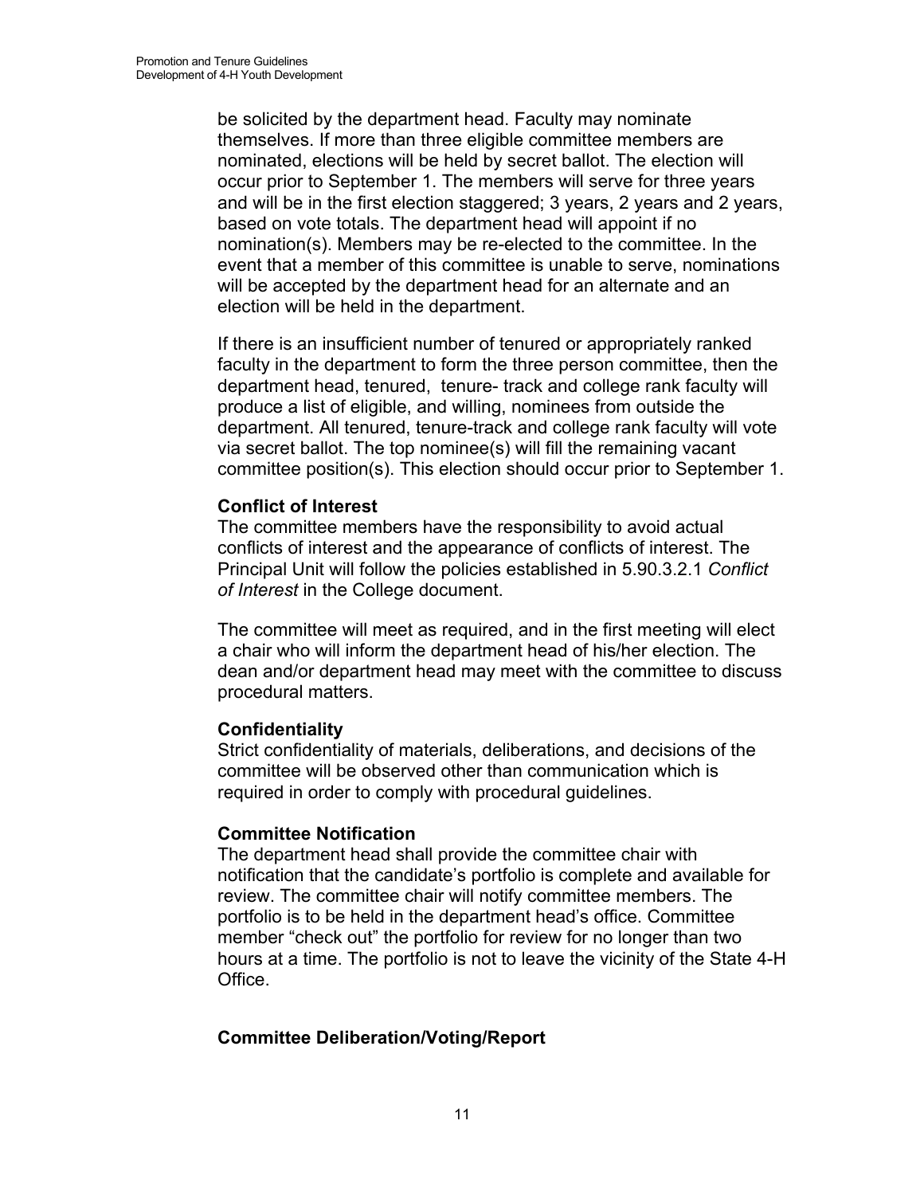be solicited by the department head. Faculty may nominate themselves. If more than three eligible committee members are nominated, elections will be held by secret ballot. The election will occur prior to September 1. The members will serve for three years and will be in the first election staggered; 3 years, 2 years and 2 years, based on vote totals. The department head will appoint if no nomination(s). Members may be re-elected to the committee. In the event that a member of this committee is unable to serve, nominations will be accepted by the department head for an alternate and an election will be held in the department.

If there is an insufficient number of tenured or appropriately ranked faculty in the department to form the three person committee, then the department head, tenured, tenure- track and college rank faculty will produce a list of eligible, and willing, nominees from outside the department. All tenured, tenure-track and college rank faculty will vote via secret ballot. The top nominee(s) will fill the remaining vacant committee position(s). This election should occur prior to September 1.

**Conflict of Interest**
The committee members have the responsibility to avoid actual conflicts of interest and the appearance of conflicts of interest. The Principal Unit will follow the policies established in 5.90.3.2.1 *Conflict of Interest* in the College document.

The committee will meet as required, and in the first meeting will elect a chair who will inform the department head of his/her election. The dean and/or department head may meet with the committee to discuss procedural matters.

**Confidentiality**
Strict confidentiality of materials, deliberations, and decisions of the committee will be observed other than communication which is required in order to comply with procedural guidelines.

**Committee Notification**
The department head shall provide the committee chair with notification that the candidate's portfolio is complete and available for review. The committee chair will notify committee members. The portfolio is to be held in the department head's office. Committee member "check out" the portfolio for review for no longer than two hours at a time. The portfolio is not to leave the vicinity of the State 4-H Office.

**Committee Deliberation/Voting/Report**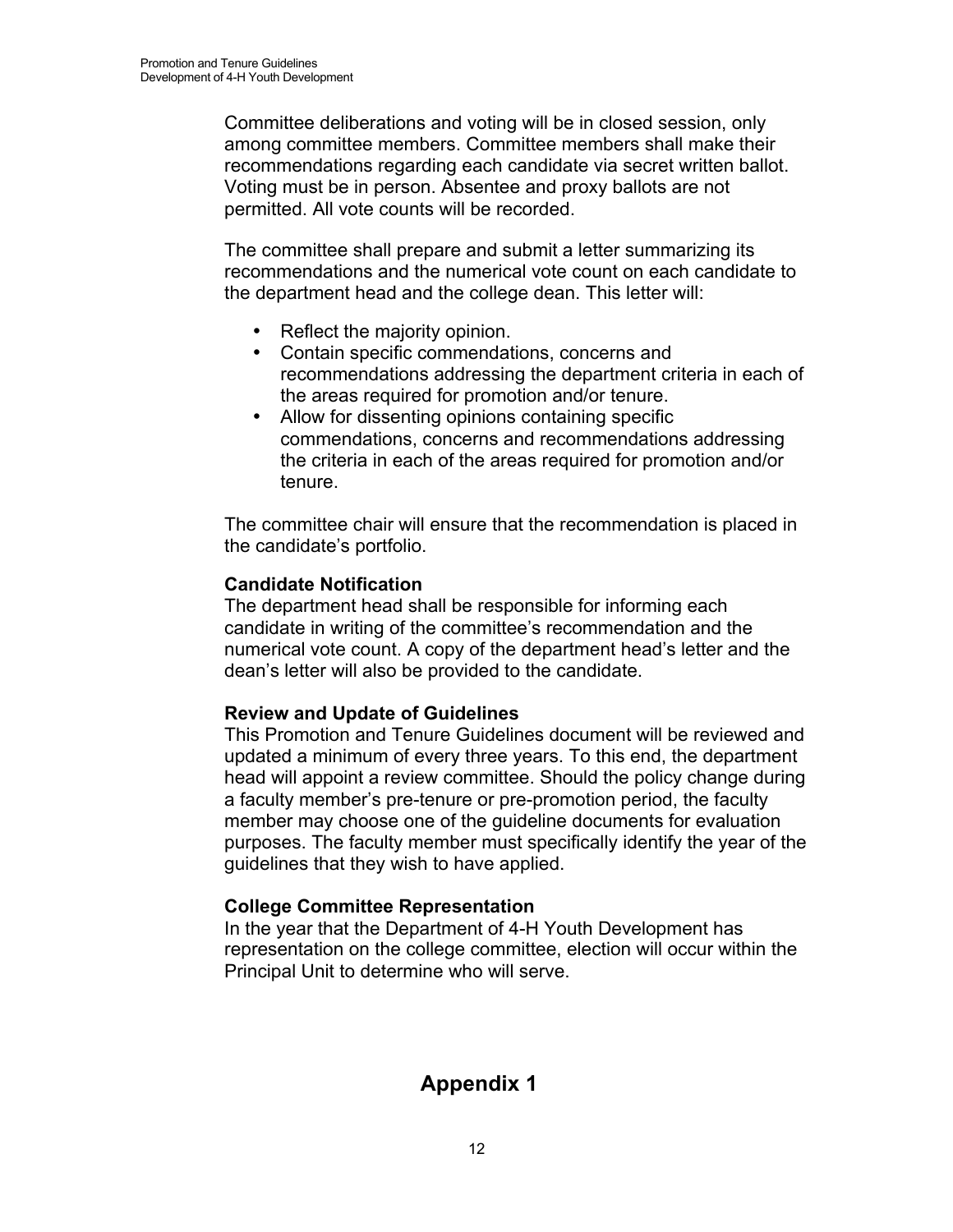Committee deliberations and voting will be in closed session, only among committee members. Committee members shall make their recommendations regarding each candidate via secret written ballot. Voting must be in person. Absentee and proxy ballots are not permitted. All vote counts will be recorded.

The committee shall prepare and submit a letter summarizing its recommendations and the numerical vote count on each candidate to the department head and the college dean. This letter will:

- Reflect the majority opinion.
- Contain specific commendations, concerns and recommendations addressing the department criteria in each of the areas required for promotion and/or tenure.
- Allow for dissenting opinions containing specific commendations, concerns and recommendations addressing the criteria in each of the areas required for promotion and/or tenure.

The committee chair will ensure that the recommendation is placed in the candidate's portfolio.

**Candidate Notification**

The department head shall be responsible for informing each candidate in writing of the committee's recommendation and the numerical vote count. A copy of the department head's letter and the dean's letter will also be provided to the candidate.

**Review and Update of Guidelines**

This Promotion and Tenure Guidelines document will be reviewed and updated a minimum of every three years. To this end, the department head will appoint a review committee. Should the policy change during a faculty member's pre-tenure or pre-promotion period, the faculty member may choose one of the guideline documents for evaluation purposes. The faculty member must specifically identify the year of the guidelines that they wish to have applied.

**College Committee Representation**

In the year that the Department of 4-H Youth Development has representation on the college committee, election will occur within the Principal Unit to determine who will serve.

## Appendix 1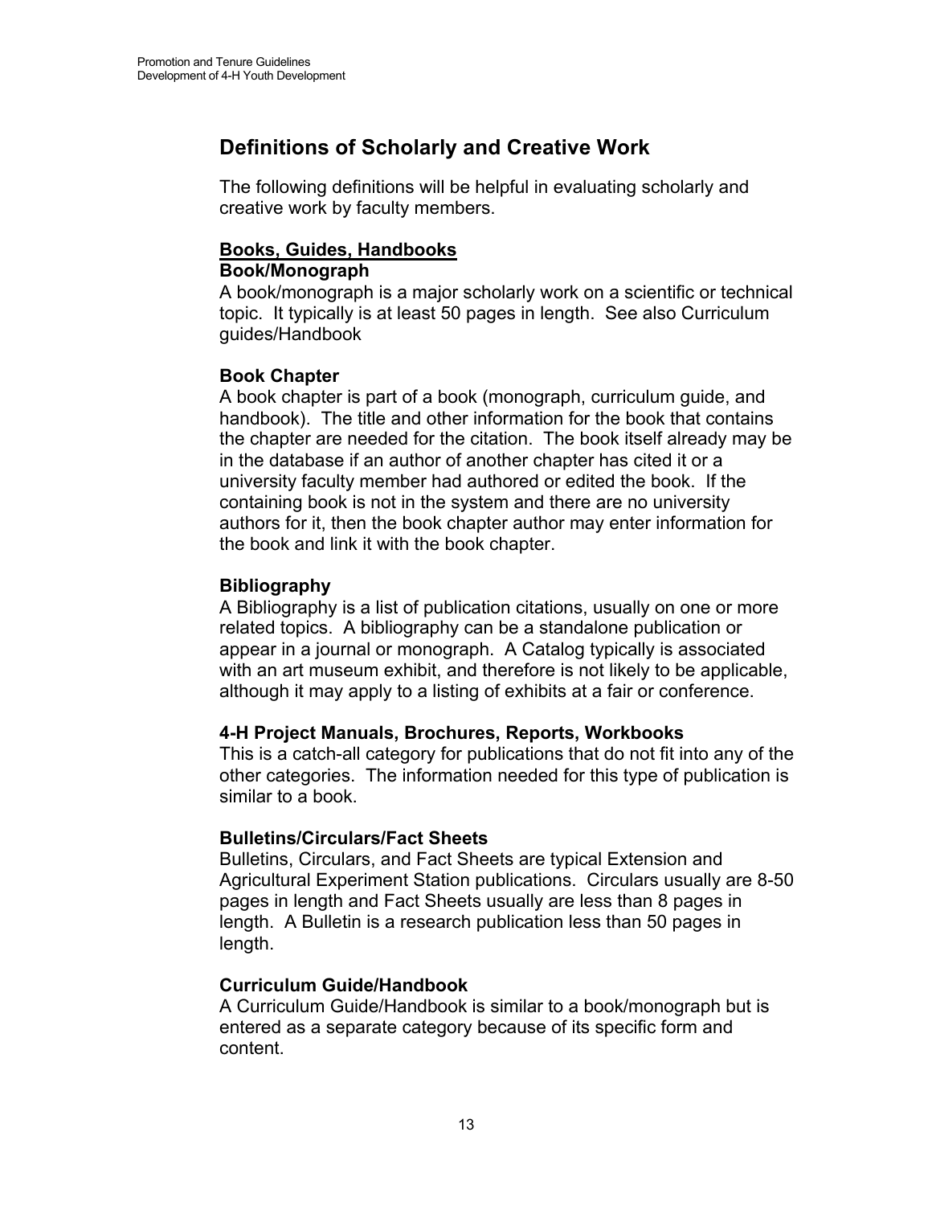## Definitions of Scholarly and Creative Work

The following definitions will be helpful in evaluating scholarly and creative work by faculty members.

**<u>Books, Guides, Handbooks</u>**

**Book/Monograph**

A book/monograph is a major scholarly work on a scientific or technical topic. It typically is at least 50 pages in length. See also Curriculum guides/Handbook

**Book Chapter**

A book chapter is part of a book (monograph, curriculum guide, and handbook). The title and other information for the book that contains the chapter are needed for the citation. The book itself already may be in the database if an author of another chapter has cited it or a university faculty member had authored or edited the book. If the containing book is not in the system and there are no university authors for it, then the book chapter author may enter information for the book and link it with the book chapter.

**Bibliography**

A Bibliography is a list of publication citations, usually on one or more related topics. A bibliography can be a standalone publication or appear in a journal or monograph. A Catalog typically is associated with an art museum exhibit, and therefore is not likely to be applicable, although it may apply to a listing of exhibits at a fair or conference.

**4-H Project Manuals, Brochures, Reports, Workbooks**

This is a catch-all category for publications that do not fit into any of the other categories. The information needed for this type of publication is similar to a book.

**Bulletins/Circulars/Fact Sheets**

Bulletins, Circulars, and Fact Sheets are typical Extension and Agricultural Experiment Station publications. Circulars usually are 8-50 pages in length and Fact Sheets usually are less than 8 pages in length. A Bulletin is a research publication less than 50 pages in length.

**Curriculum Guide/Handbook**

A Curriculum Guide/Handbook is similar to a book/monograph but is entered as a separate category because of its specific form and content.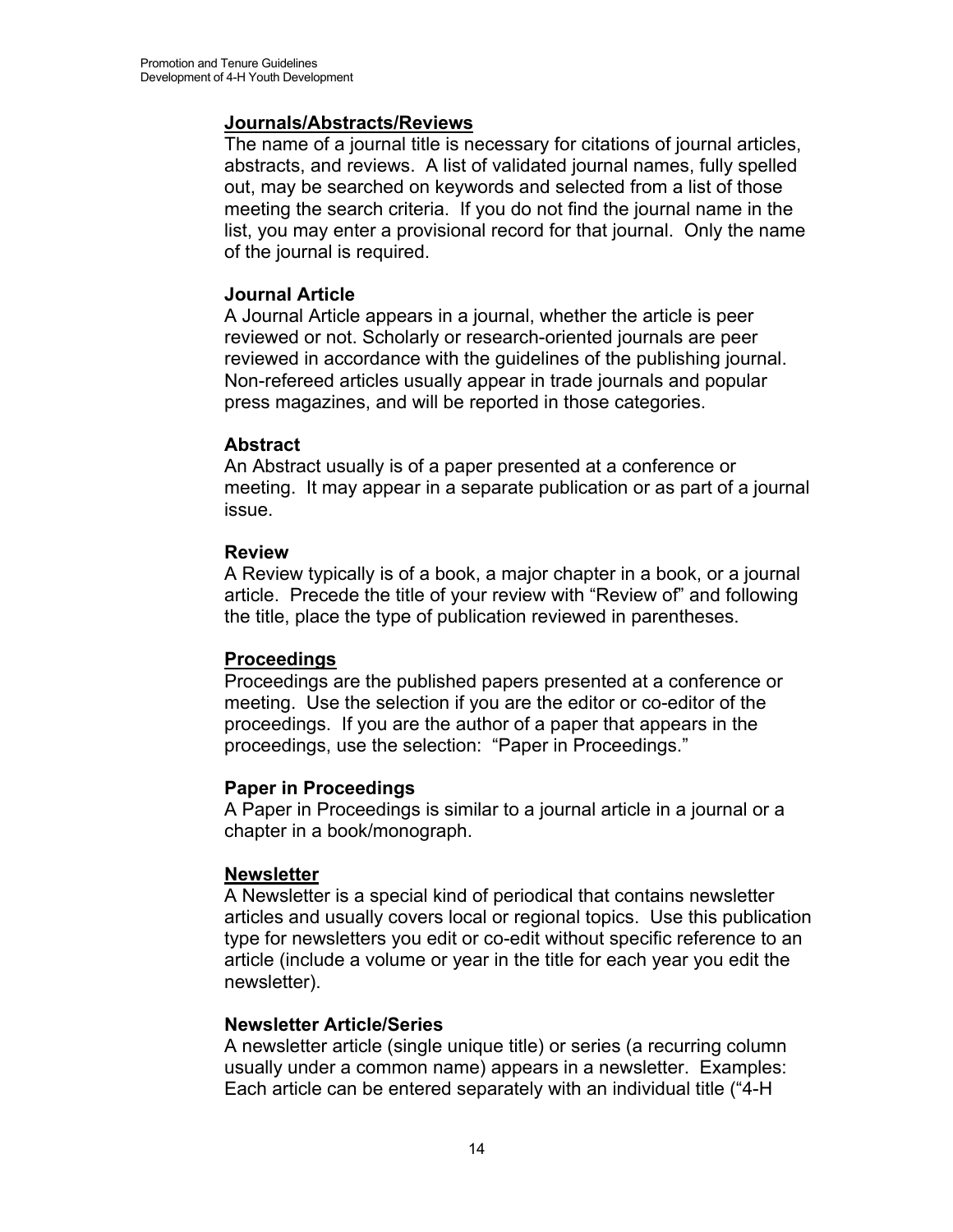## Journals/Abstracts/Reviews

The name of a journal title is necessary for citations of journal articles, abstracts, and reviews. A list of validated journal names, fully spelled out, may be searched on keywords and selected from a list of those meeting the search criteria. If you do not find the journal name in the list, you may enter a provisional record for that journal. Only the name of the journal is required.

### Journal Article

A Journal Article appears in a journal, whether the article is peer reviewed or not. Scholarly or research-oriented journals are peer reviewed in accordance with the guidelines of the publishing journal. Non-refereed articles usually appear in trade journals and popular press magazines, and will be reported in those categories.

### Abstract

An Abstract usually is of a paper presented at a conference or meeting. It may appear in a separate publication or as part of a journal issue.

### Review

A Review typically is of a book, a major chapter in a book, or a journal article. Precede the title of your review with "Review of" and following the title, place the type of publication reviewed in parentheses.

## Proceedings

Proceedings are the published papers presented at a conference or meeting. Use the selection if you are the editor or co-editor of the proceedings. If you are the author of a paper that appears in the proceedings, use the selection: "Paper in Proceedings."

### Paper in Proceedings

A Paper in Proceedings is similar to a journal article in a journal or a chapter in a book/monograph.

## Newsletter

A Newsletter is a special kind of periodical that contains newsletter articles and usually covers local or regional topics. Use this publication type for newsletters you edit or co-edit without specific reference to an article (include a volume or year in the title for each year you edit the newsletter).

### Newsletter Article/Series

A newsletter article (single unique title) or series (a recurring column usually under a common name) appears in a newsletter. Examples: Each article can be entered separately with an individual title ("4-H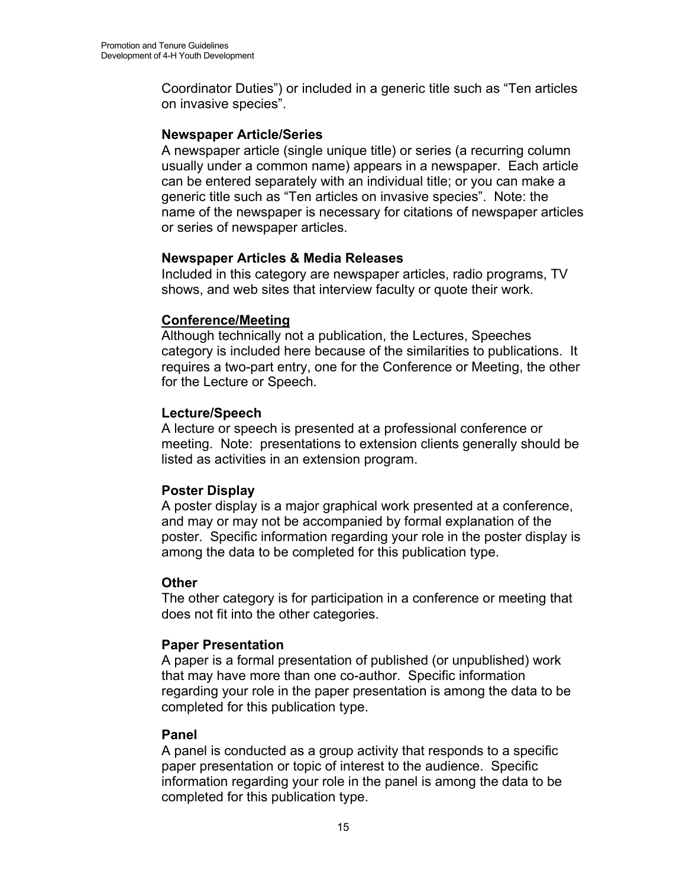Coordinator Duties") or included in a generic title such as "Ten articles on invasive species".

**Newspaper Article/Series**
A newspaper article (single unique title) or series (a recurring column usually under a common name) appears in a newspaper. Each article can be entered separately with an individual title; or you can make a generic title such as "Ten articles on invasive species". Note: the name of the newspaper is necessary for citations of newspaper articles or series of newspaper articles.

**Newspaper Articles & Media Releases**
Included in this category are newspaper articles, radio programs, TV shows, and web sites that interview faculty or quote their work.

**<u>Conference/Meeting</u>**
Although technically not a publication, the Lectures, Speeches category is included here because of the similarities to publications. It requires a two-part entry, one for the Conference or Meeting, the other for the Lecture or Speech.

**Lecture/Speech**
A lecture or speech is presented at a professional conference or meeting. Note: presentations to extension clients generally should be listed as activities in an extension program.

**Poster Display**
A poster display is a major graphical work presented at a conference, and may or may not be accompanied by formal explanation of the poster. Specific information regarding your role in the poster display is among the data to be completed for this publication type.

**Other**
The other category is for participation in a conference or meeting that does not fit into the other categories.

**Paper Presentation**
A paper is a formal presentation of published (or unpublished) work that may have more than one co-author. Specific information regarding your role in the paper presentation is among the data to be completed for this publication type.

**Panel**
A panel is conducted as a group activity that responds to a specific paper presentation or topic of interest to the audience. Specific information regarding your role in the panel is among the data to be completed for this publication type.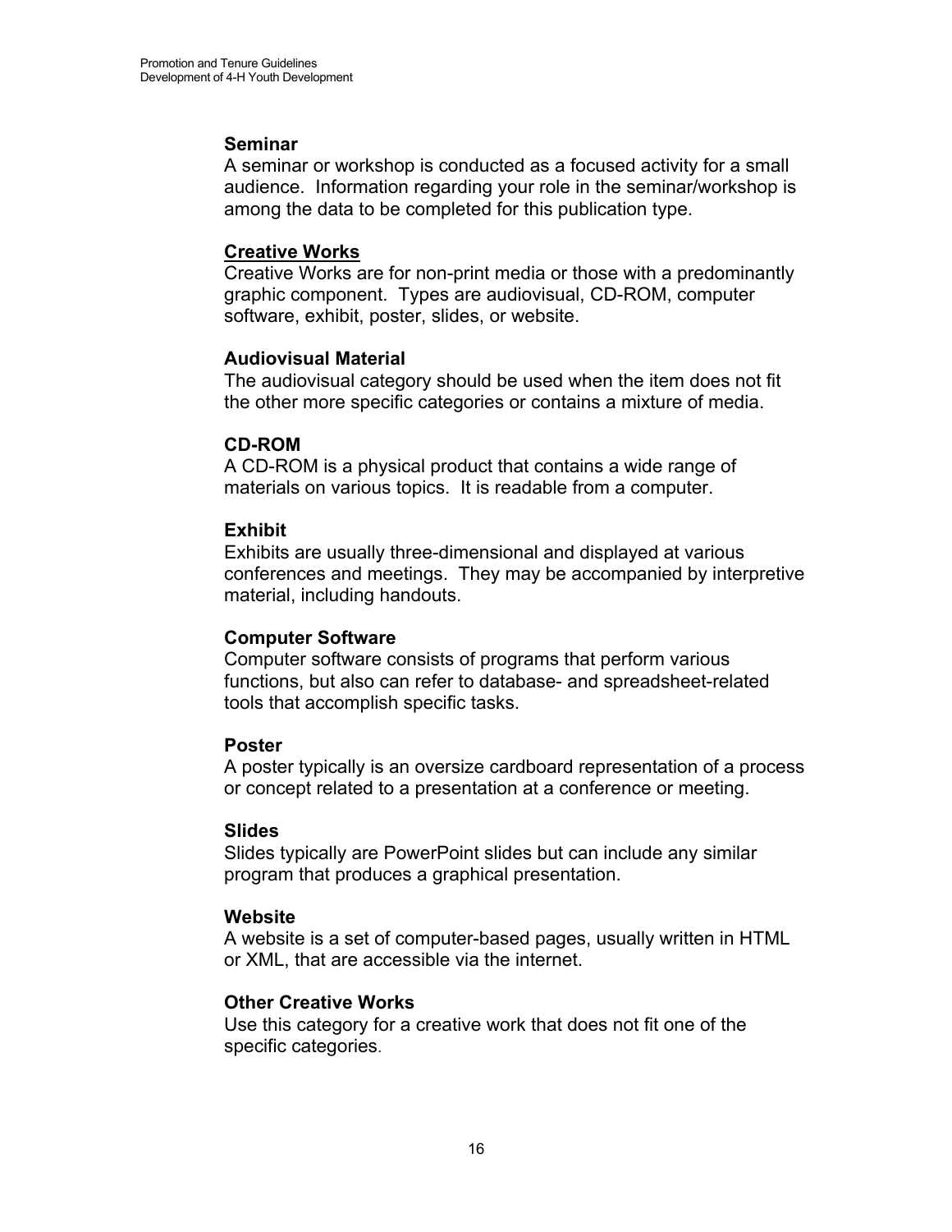**Seminar**
A seminar or workshop is conducted as a focused activity for a small audience. Information regarding your role in the seminar/workshop is among the data to be completed for this publication type.

## Creative Works

Creative Works are for non-print media or those with a predominantly graphic component. Types are audiovisual, CD-ROM, computer software, exhibit, poster, slides, or website.

**Audiovisual Material**
The audiovisual category should be used when the item does not fit the other more specific categories or contains a mixture of media.

**CD-ROM**
A CD-ROM is a physical product that contains a wide range of materials on various topics. It is readable from a computer.

**Exhibit**
Exhibits are usually three-dimensional and displayed at various conferences and meetings. They may be accompanied by interpretive material, including handouts.

**Computer Software**
Computer software consists of programs that perform various functions, but also can refer to database- and spreadsheet-related tools that accomplish specific tasks.

**Poster**
A poster typically is an oversize cardboard representation of a process or concept related to a presentation at a conference or meeting.

**Slides**
Slides typically are PowerPoint slides but can include any similar program that produces a graphical presentation.

**Website**
A website is a set of computer-based pages, usually written in HTML or XML, that are accessible via the internet.

**Other Creative Works**
Use this category for a creative work that does not fit one of the specific categories.